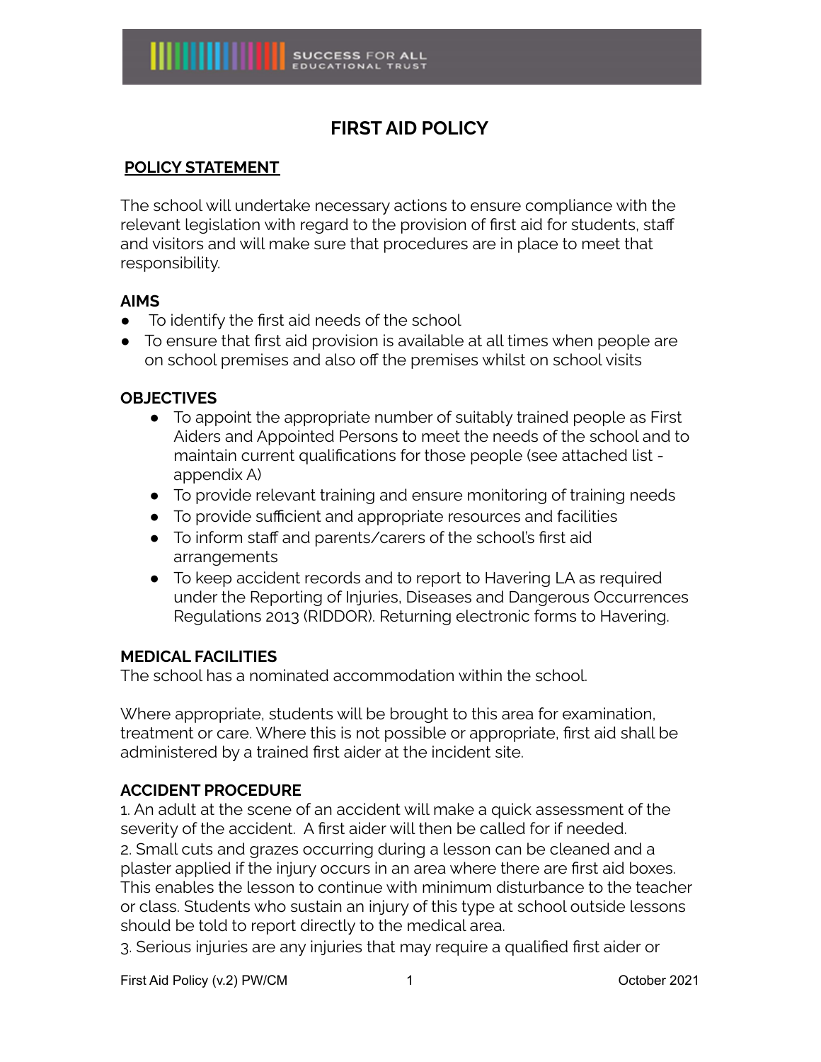# FIRST AID POLICY

## POLICY STATEMENT

The school will undertake necessary actions to ensure compliance with the relevant legislation with regard to the provision of first aid for students, staff and visitors and will make sure that procedures are in place to meet that responsibility.

### AIMS

- To identify the first aid needs of the school
- To ensure that first aid provision is available at all times when people are on school premises and also off the premises whilst on school visits

### OBJECTIVES

- To appoint the appropriate number of suitably trained people as First Aiders and Appointed Persons to meet the needs of the school and to maintain current qualifications for those people (see attached list - appendix A)
- To provide relevant training and ensure monitoring of training needs
- To provide sufficient and appropriate resources and facilities
- To inform staff and parents/carers of the school's first aid arrangements
- To keep accident records and to report to Havering LA as required under the Reporting of Injuries, Diseases and Dangerous Occurrences Regulations 2013 (RIDDOR). Returning electronic forms to Havering.

### MEDICAL FACILITIES

The school has a nominated accommodation within the school.

Where appropriate, students will be brought to this area for examination, treatment or care. Where this is not possible or appropriate, first aid shall be administered by a trained first aider at the incident site.

### ACCIDENT PROCEDURE

1. An adult at the scene of an accident will make a quick assessment of the severity of the accident. A first aider will then be called for if needed.
2. Small cuts and grazes occurring during a lesson can be cleaned and a plaster applied if the injury occurs in an area where there are first aid boxes. This enables the lesson to continue with minimum disturbance to the teacher or class. Students who sustain an injury of this type at school outside lessons should be told to report directly to the medical area.
3. Serious injuries are any injuries that may require a qualified first aider or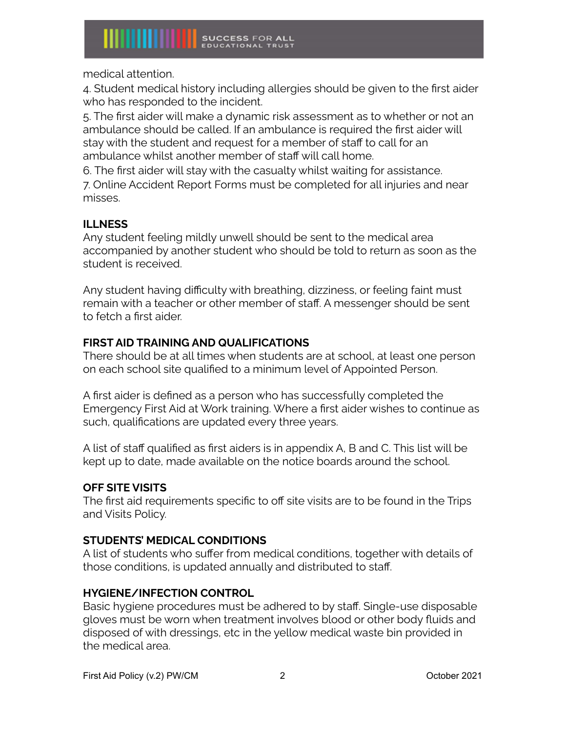medical attention.

4. Student medical history including allergies should be given to the first aider who has responded to the incident.
5. The first aider will make a dynamic risk assessment as to whether or not an ambulance should be called. If an ambulance is required the first aider will stay with the student and request for a member of staff to call for an ambulance whilst another member of staff will call home.
6. The first aider will stay with the casualty whilst waiting for assistance.
7. Online Accident Report Forms must be completed for all injuries and near misses.

**ILLNESS**

Any student feeling mildly unwell should be sent to the medical area accompanied by another student who should be told to return as soon as the student is received.

Any student having difficulty with breathing, dizziness, or feeling faint must remain with a teacher or other member of staff. A messenger should be sent to fetch a first aider.

**FIRST AID TRAINING AND QUALIFICATIONS**

There should be at all times when students are at school, at least one person on each school site qualified to a minimum level of Appointed Person.

A first aider is defined as a person who has successfully completed the Emergency First Aid at Work training. Where a first aider wishes to continue as such, qualifications are updated every three years.

A list of staff qualified as first aiders is in appendix A, B and C. This list will be kept up to date, made available on the notice boards around the school.

**OFF SITE VISITS**

The first aid requirements specific to off site visits are to be found in the Trips and Visits Policy.

**STUDENTS' MEDICAL CONDITIONS**

A list of students who suffer from medical conditions, together with details of those conditions, is updated annually and distributed to staff.

**HYGIENE/INFECTION CONTROL**

Basic hygiene procedures must be adhered to by staff. Single-use disposable gloves must be worn when treatment involves blood or other body fluids and disposed of with dressings, etc in the yellow medical waste bin provided in the medical area.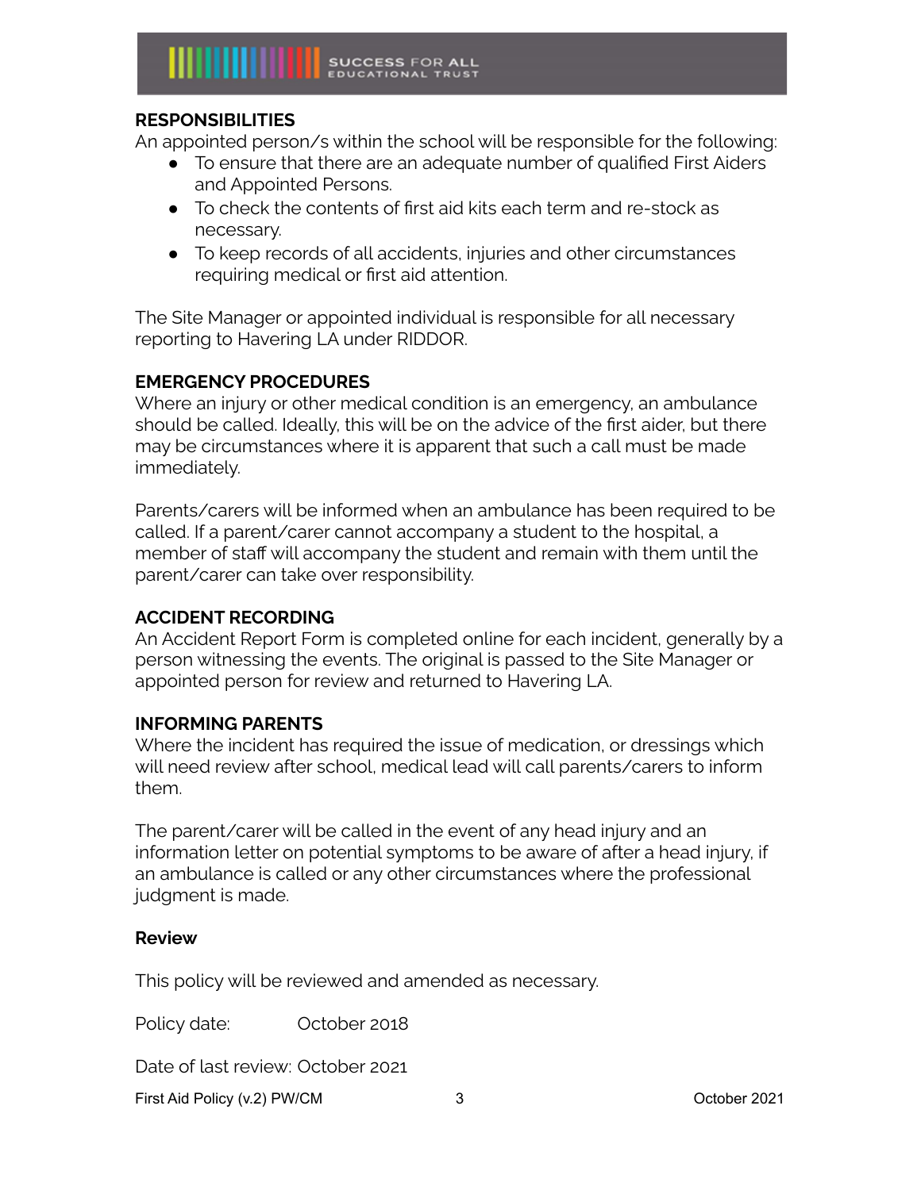## RESPONSIBILITIES

An appointed person/s within the school will be responsible for the following:

- To ensure that there are an adequate number of qualified First Aiders and Appointed Persons.
- To check the contents of first aid kits each term and re-stock as necessary.
- To keep records of all accidents, injuries and other circumstances requiring medical or first aid attention.

The Site Manager or appointed individual is responsible for all necessary reporting to Havering LA under RIDDOR.

## EMERGENCY PROCEDURES

Where an injury or other medical condition is an emergency, an ambulance should be called. Ideally, this will be on the advice of the first aider, but there may be circumstances where it is apparent that such a call must be made immediately.

Parents/carers will be informed when an ambulance has been required to be called. If a parent/carer cannot accompany a student to the hospital, a member of staff will accompany the student and remain with them until the parent/carer can take over responsibility.

## ACCIDENT RECORDING

An Accident Report Form is completed online for each incident, generally by a person witnessing the events. The original is passed to the Site Manager or appointed person for review and returned to Havering LA.

## INFORMING PARENTS

Where the incident has required the issue of medication, or dressings which will need review after school, medical lead will call parents/carers to inform them.

The parent/carer will be called in the event of any head injury and an information letter on potential symptoms to be aware of after a head injury, if an ambulance is called or any other circumstances where the professional judgment is made.

### Review

This policy will be reviewed and amended as necessary.

Policy date: October 2018

Date of last review: October 2021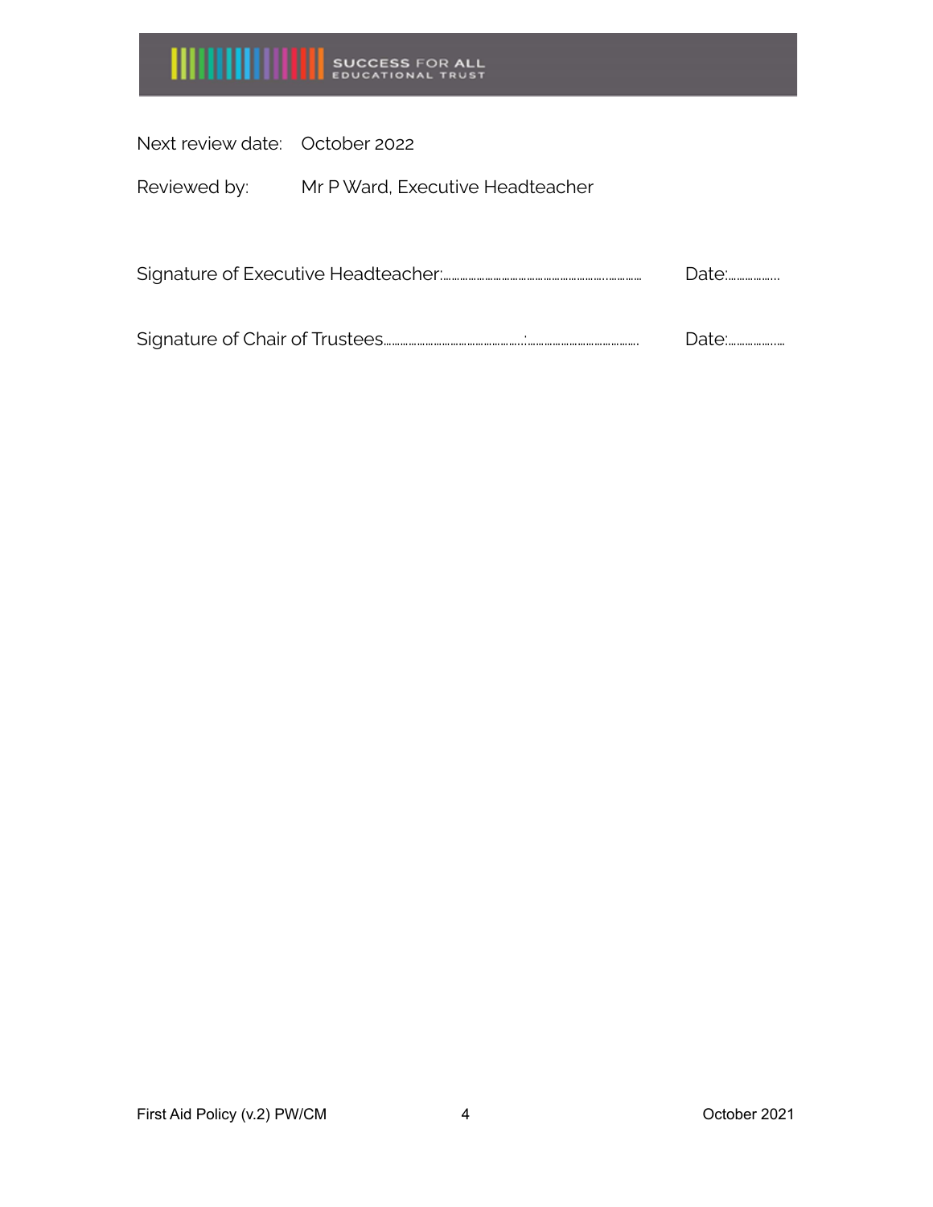Next review date: October 2022

Reviewed by: Mr P Ward, Executive Headteacher

Signature of Executive Headteacher:…………………………………………………………… Date:………………

Signature of Chair of Trustees……………………………………………:……………………………………. Date:…………………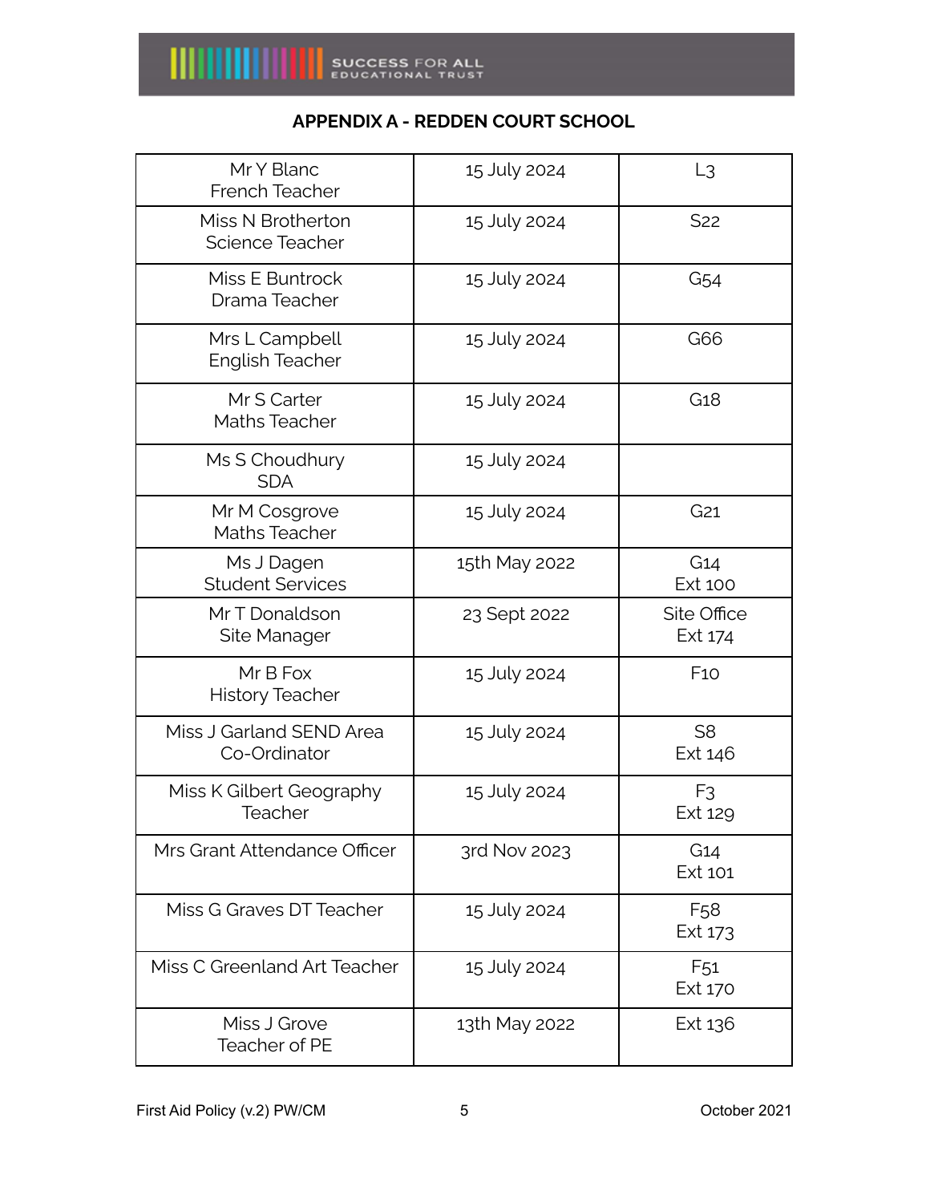## APPENDIX A - REDDEN COURT SCHOOL

| | | |
|---|---|---|
| Mr Y Blanc<br>French Teacher | 15 July 2024 | L3 |
| Miss N Brotherton<br>Science Teacher | 15 July 2024 | S22 |
| Miss E Buntrock<br>Drama Teacher | 15 July 2024 | G54 |
| Mrs L Campbell<br>English Teacher | 15 July 2024 | G66 |
| Mr S Carter<br>Maths Teacher | 15 July 2024 | G18 |
| Ms S Choudhury<br>SDA | 15 July 2024 | |
| Mr M Cosgrove<br>Maths Teacher | 15 July 2024 | G21 |
| Ms J Dagen<br>Student Services | 15th May 2022 | G14<br>Ext 100 |
| Mr T Donaldson<br>Site Manager | 23 Sept 2022 | Site Office<br>Ext 174 |
| Mr B Fox<br>History Teacher | 15 July 2024 | F10 |
| Miss J Garland SEND Area Co-Ordinator | 15 July 2024 | S8<br>Ext 146 |
| Miss K Gilbert Geography Teacher | 15 July 2024 | F3<br>Ext 129 |
| Mrs Grant Attendance Officer | 3rd Nov 2023 | G14<br>Ext 101 |
| Miss G Graves DT Teacher | 15 July 2024 | F58<br>Ext 173 |
| Miss C Greenland Art Teacher | 15 July 2024 | F51<br>Ext 170 |
| Miss J Grove<br>Teacher of PE | 13th May 2022 | Ext 136 |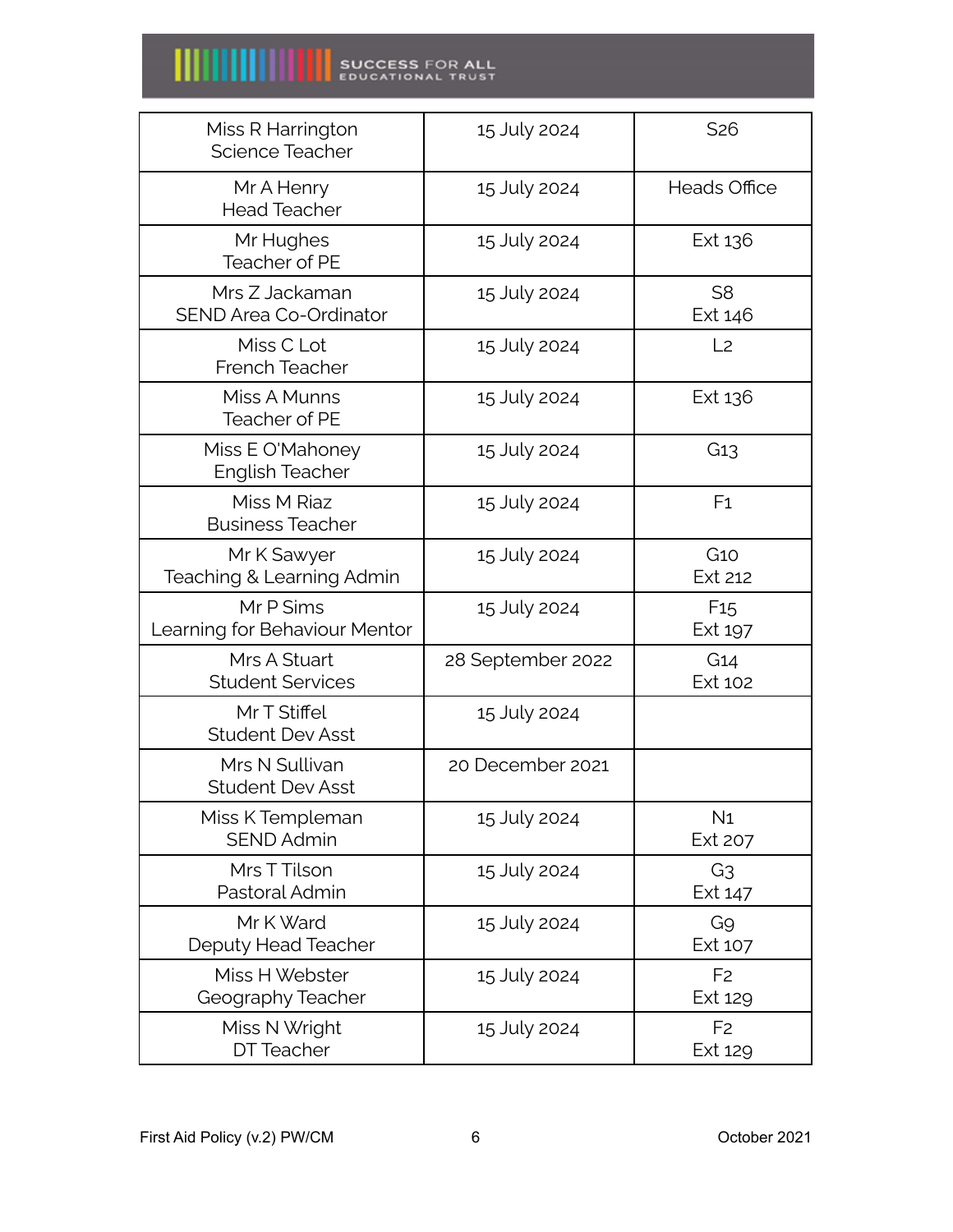| Miss R Harrington<br>Science Teacher | 15 July 2024 | S26 |
|---|---|---|
| Mr A Henry<br>Head Teacher | 15 July 2024 | Heads Office |
| Mr Hughes<br>Teacher of PE | 15 July 2024 | Ext 136 |
| Mrs Z Jackaman<br>SEND Area Co-Ordinator | 15 July 2024 | S8<br>Ext 146 |
| Miss C Lot<br>French Teacher | 15 July 2024 | L2 |
| Miss A Munns<br>Teacher of PE | 15 July 2024 | Ext 136 |
| Miss E O'Mahoney<br>English Teacher | 15 July 2024 | G13 |
| Miss M Riaz<br>Business Teacher | 15 July 2024 | F1 |
| Mr K Sawyer<br>Teaching & Learning Admin | 15 July 2024 | G10<br>Ext 212 |
| Mr P Sims<br>Learning for Behaviour Mentor | 15 July 2024 | F15<br>Ext 197 |
| Mrs A Stuart<br>Student Services | 28 September 2022 | G14<br>Ext 102 |
| Mr T Stiffel<br>Student Dev Asst | 15 July 2024 | |
| Mrs N Sullivan<br>Student Dev Asst | 20 December 2021 | |
| Miss K Templeman<br>SEND Admin | 15 July 2024 | N1<br>Ext 207 |
| Mrs T Tilson<br>Pastoral Admin | 15 July 2024 | G3<br>Ext 147 |
| Mr K Ward<br>Deputy Head Teacher | 15 July 2024 | G9<br>Ext 107 |
| Miss H Webster<br>Geography Teacher | 15 July 2024 | F2<br>Ext 129 |
| Miss N Wright<br>DT Teacher | 15 July 2024 | F2<br>Ext 129 |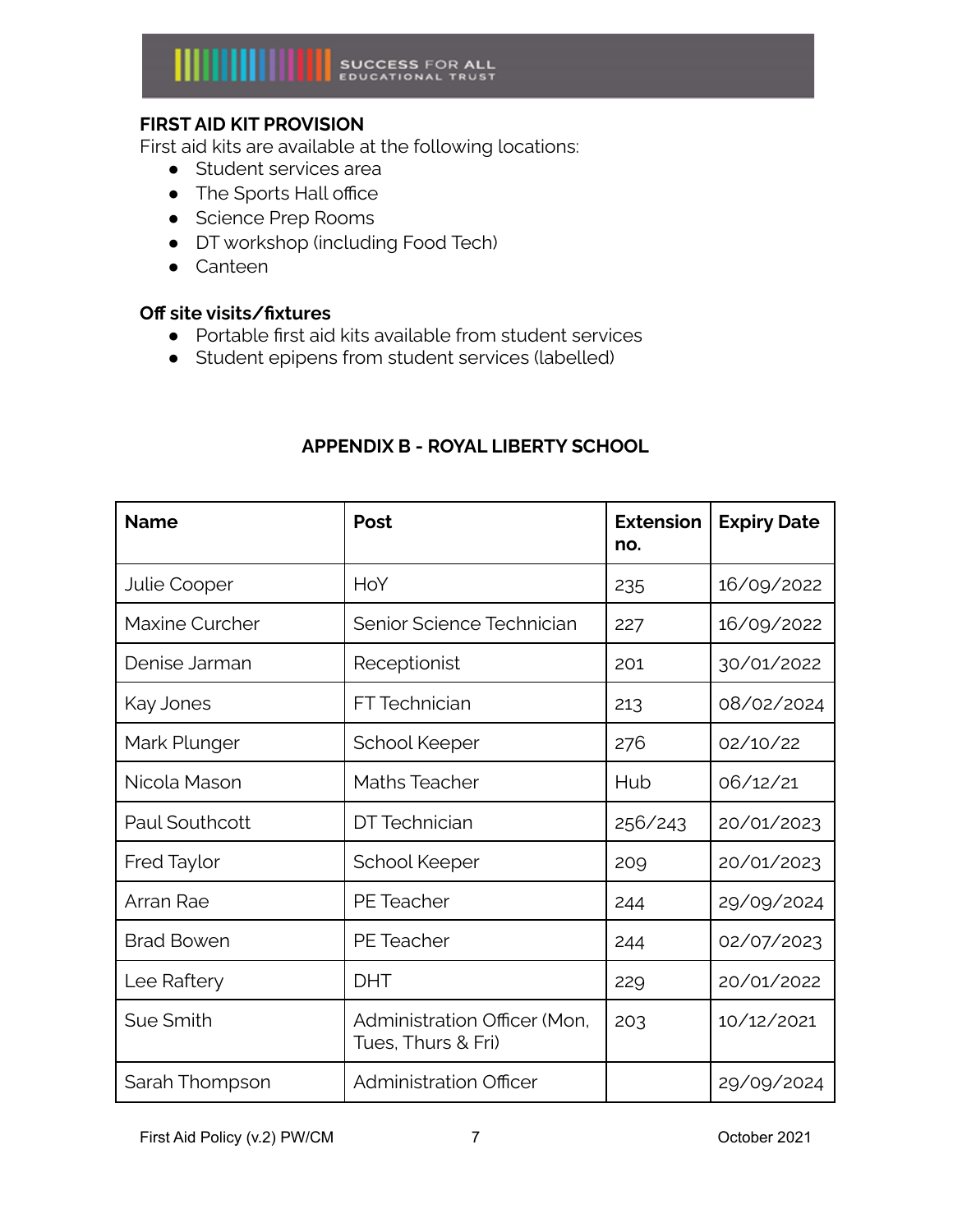**FIRST AID KIT PROVISION**
First aid kits are available at the following locations:

- Student services area
- The Sports Hall office
- Science Prep Rooms
- DT workshop (including Food Tech)
- Canteen

**Off site visits/fixtures**

- Portable first aid kits available from student services
- Student epipens from student services (labelled)

## APPENDIX B - ROYAL LIBERTY SCHOOL

| Name | Post | Extension no. | Expiry Date |
|---|---|---|---|
| Julie Cooper | HoY | 235 | 16/09/2022 |
| Maxine Curcher | Senior Science Technician | 227 | 16/09/2022 |
| Denise Jarman | Receptionist | 201 | 30/01/2022 |
| Kay Jones | FT Technician | 213 | 08/02/2024 |
| Mark Plunger | School Keeper | 276 | 02/10/22 |
| Nicola Mason | Maths Teacher | Hub | 06/12/21 |
| Paul Southcott | DT Technician | 256/243 | 20/01/2023 |
| Fred Taylor | School Keeper | 209 | 20/01/2023 |
| Arran Rae | PE Teacher | 244 | 29/09/2024 |
| Brad Bowen | PE Teacher | 244 | 02/07/2023 |
| Lee Raftery | DHT | 229 | 20/01/2022 |
| Sue Smith | Administration Officer (Mon, Tues, Thurs & Fri) | 203 | 10/12/2021 |
| Sarah Thompson | Administration Officer | | 29/09/2024 |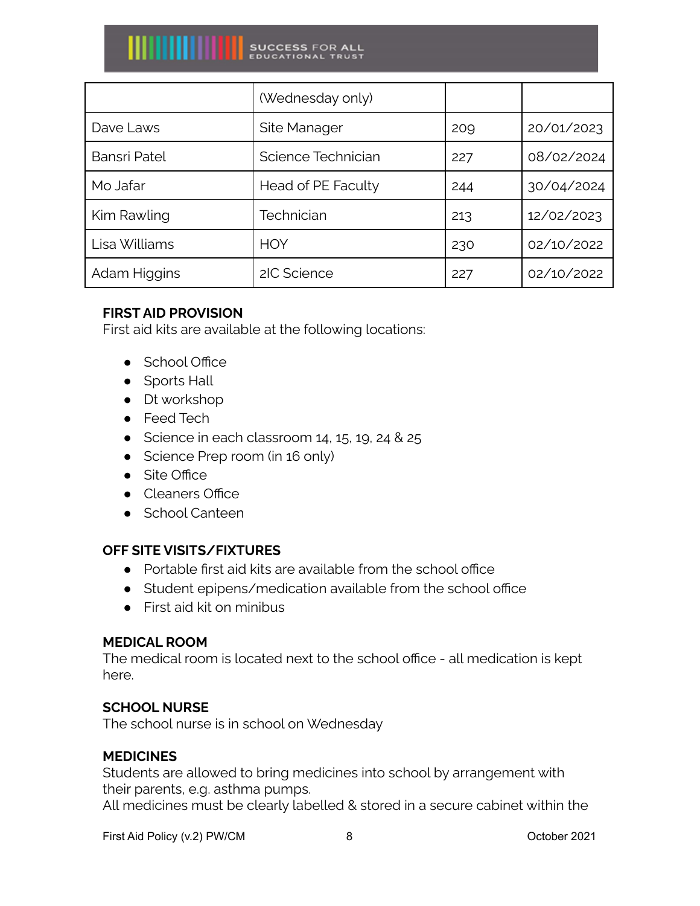| | (Wednesday only) | | |
|---|---|---|---|
| Dave Laws | Site Manager | 209 | 20/01/2023 |
| Bansri Patel | Science Technician | 227 | 08/02/2024 |
| Mo Jafar | Head of PE Faculty | 244 | 30/04/2024 |
| Kim Rawling | Technician | 213 | 12/02/2023 |
| Lisa Williams | HOY | 230 | 02/10/2022 |
| Adam Higgins | 2IC Science | 227 | 02/10/2022 |

**FIRST AID PROVISION**

First aid kits are available at the following locations:

- School Office
- Sports Hall
- Dt workshop
- Feed Tech
- Science in each classroom 14, 15, 19, 24 & 25
- Science Prep room (in 16 only)
- Site Office
- Cleaners Office
- School Canteen

**OFF SITE VISITS/FIXTURES**

- Portable first aid kits are available from the school office
- Student epipens/medication available from the school office
- First aid kit on minibus

**MEDICAL ROOM**

The medical room is located next to the school office - all medication is kept here.

**SCHOOL NURSE**

The school nurse is in school on Wednesday

**MEDICINES**

Students are allowed to bring medicines into school by arrangement with their parents, e.g. asthma pumps.

All medicines must be clearly labelled & stored in a secure cabinet within the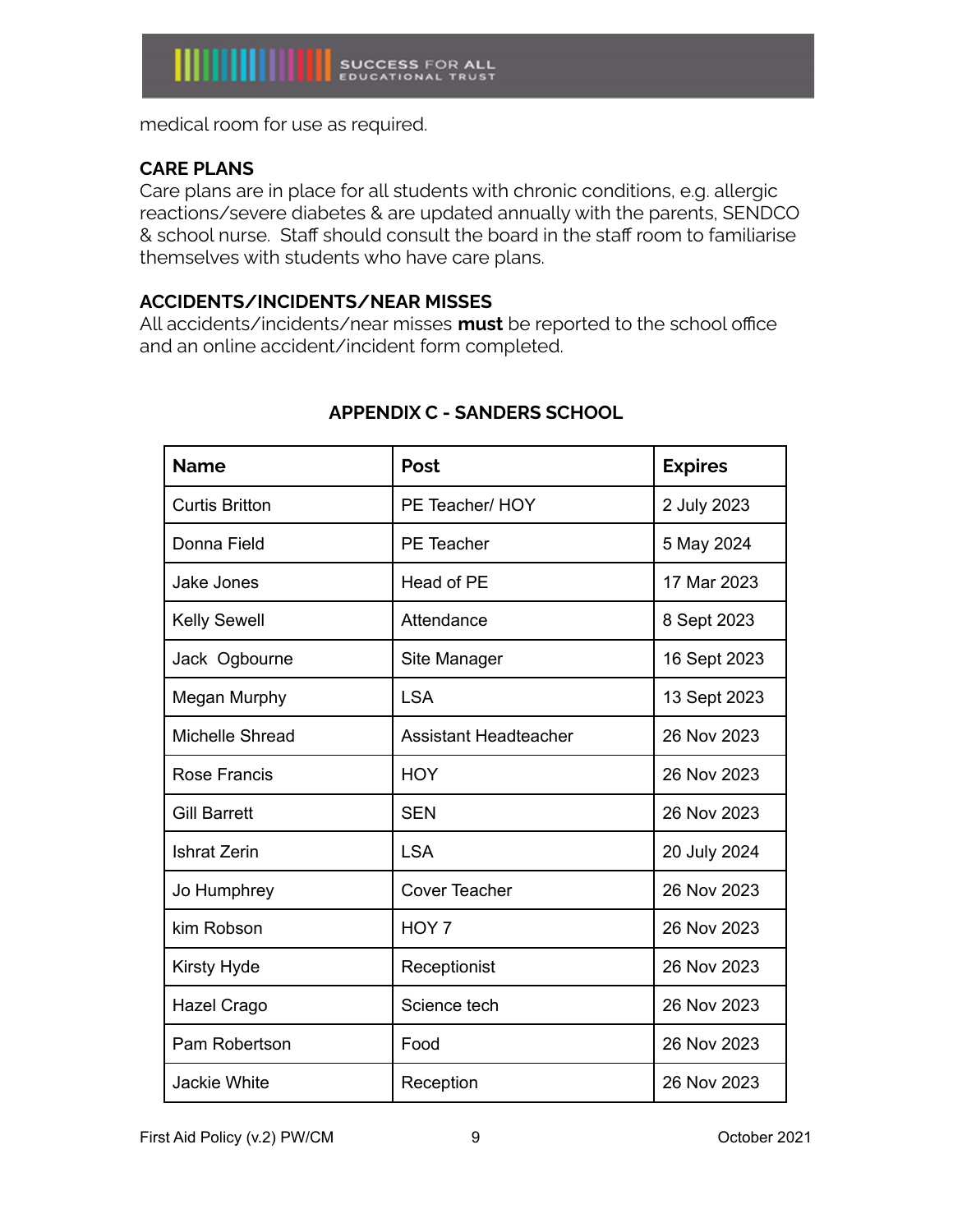medical room for use as required.

**CARE PLANS**

Care plans are in place for all students with chronic conditions, e.g. allergic reactions/severe diabetes & are updated annually with the parents, SENDCO & school nurse. Staff should consult the board in the staff room to familiarise themselves with students who have care plans.

**ACCIDENTS/INCIDENTS/NEAR MISSES**

All accidents/incidents/near misses **must** be reported to the school office and an online accident/incident form completed.

## APPENDIX C - SANDERS SCHOOL

| Name | Post | Expires |
|---|---|---|
| Curtis Britton | PE Teacher/ HOY | 2 July 2023 |
| Donna Field | PE Teacher | 5 May 2024 |
| Jake Jones | Head of PE | 17 Mar 2023 |
| Kelly Sewell | Attendance | 8 Sept 2023 |
| Jack Ogbourne | Site Manager | 16 Sept 2023 |
| Megan Murphy | LSA | 13 Sept 2023 |
| Michelle Shread | Assistant Headteacher | 26 Nov 2023 |
| Rose Francis | HOY | 26 Nov 2023 |
| Gill Barrett | SEN | 26 Nov 2023 |
| Ishrat Zerin | LSA | 20 July 2024 |
| Jo Humphrey | Cover Teacher | 26 Nov 2023 |
| kim Robson | HOY 7 | 26 Nov 2023 |
| Kirsty Hyde | Receptionist | 26 Nov 2023 |
| Hazel Crago | Science tech | 26 Nov 2023 |
| Pam Robertson | Food | 26 Nov 2023 |
| Jackie White | Reception | 26 Nov 2023 |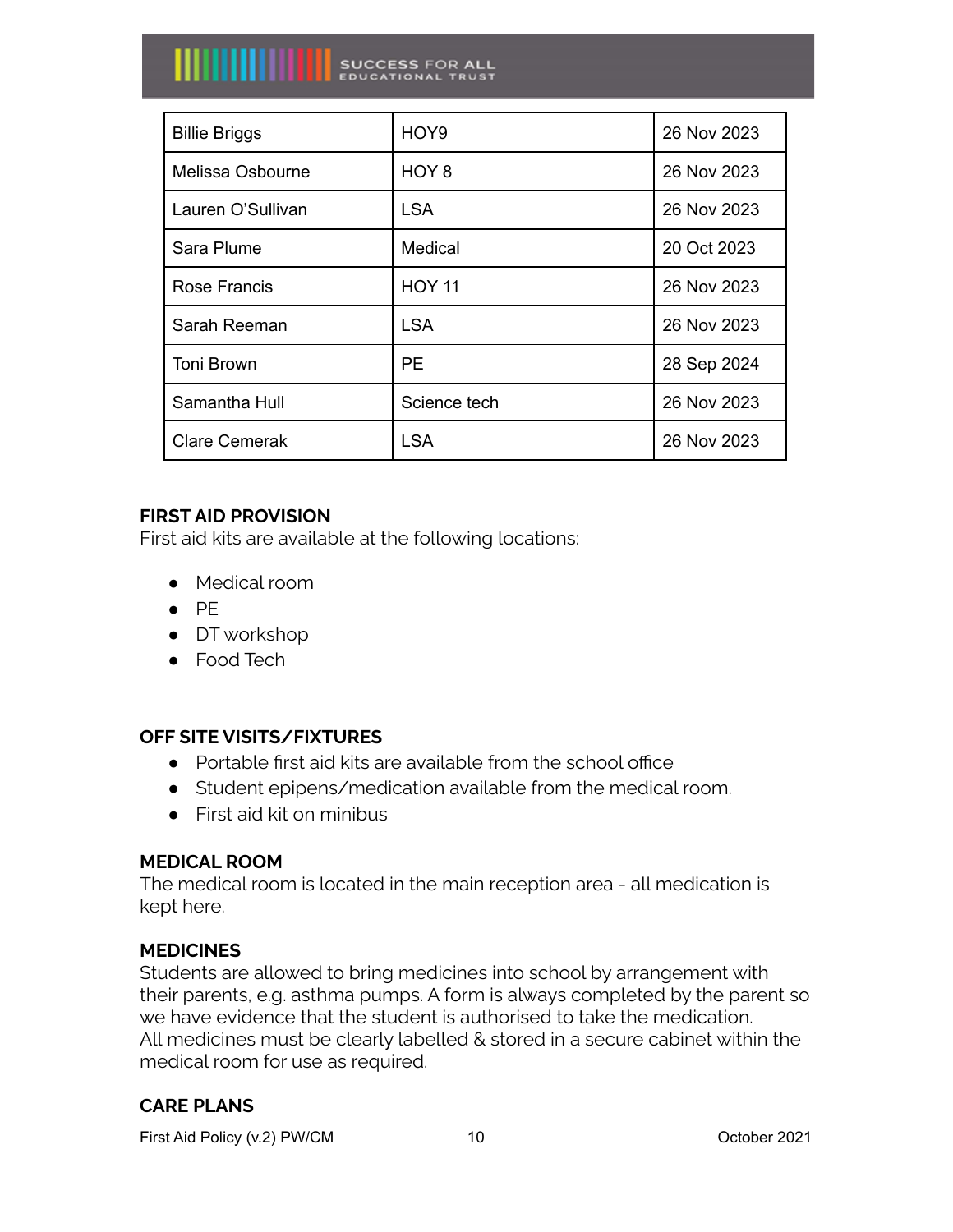| Billie Briggs | HOY9 | 26 Nov 2023 |
|---|---|---|
| Melissa Osbourne | HOY 8 | 26 Nov 2023 |
| Lauren O'Sullivan | LSA | 26 Nov 2023 |
| Sara Plume | Medical | 20 Oct 2023 |
| Rose Francis | HOY 11 | 26 Nov 2023 |
| Sarah Reeman | LSA | 26 Nov 2023 |
| Toni Brown | PE | 28 Sep 2024 |
| Samantha Hull | Science tech | 26 Nov 2023 |
| Clare Cemerak | LSA | 26 Nov 2023 |

**FIRST AID PROVISION**

First aid kits are available at the following locations:

- Medical room
- PE
- DT workshop
- Food Tech

**OFF SITE VISITS/FIXTURES**

- Portable first aid kits are available from the school office
- Student epipens/medication available from the medical room.
- First aid kit on minibus

**MEDICAL ROOM**

The medical room is located in the main reception area - all medication is kept here.

**MEDICINES**

Students are allowed to bring medicines into school by arrangement with their parents, e.g. asthma pumps. A form is always completed by the parent so we have evidence that the student is authorised to take the medication.
All medicines must be clearly labelled & stored in a secure cabinet within the medical room for use as required.

**CARE PLANS**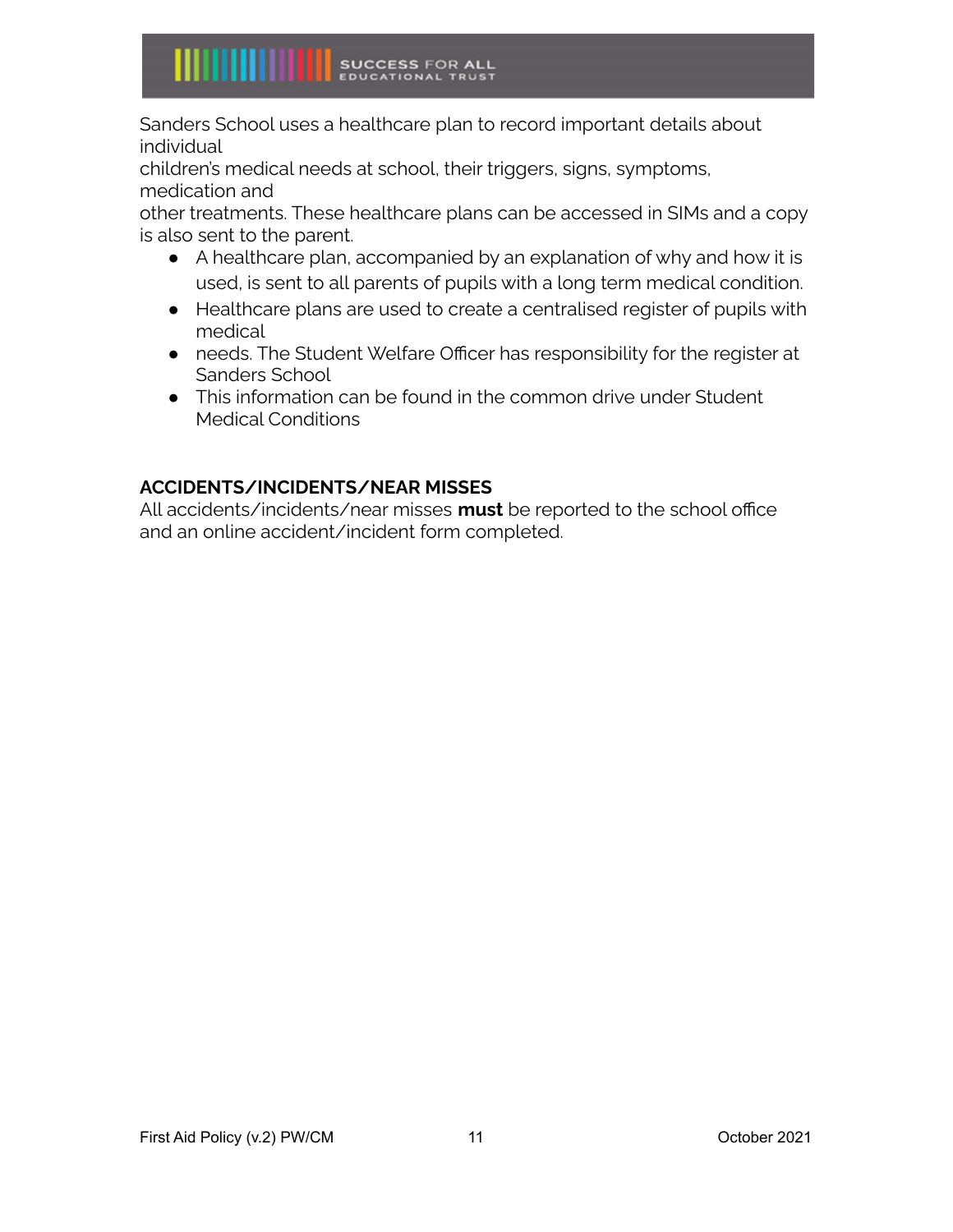Sanders School uses a healthcare plan to record important details about individual children's medical needs at school, their triggers, signs, symptoms, medication and other treatments. These healthcare plans can be accessed in SIMs and a copy is also sent to the parent.

- A healthcare plan, accompanied by an explanation of why and how it is used, is sent to all parents of pupils with a long term medical condition.
- Healthcare plans are used to create a centralised register of pupils with medical
- needs. The Student Welfare Officer has responsibility for the register at Sanders School
- This information can be found in the common drive under Student Medical Conditions

### ACCIDENTS/INCIDENTS/NEAR MISSES

All accidents/incidents/near misses **must** be reported to the school office and an online accident/incident form completed.